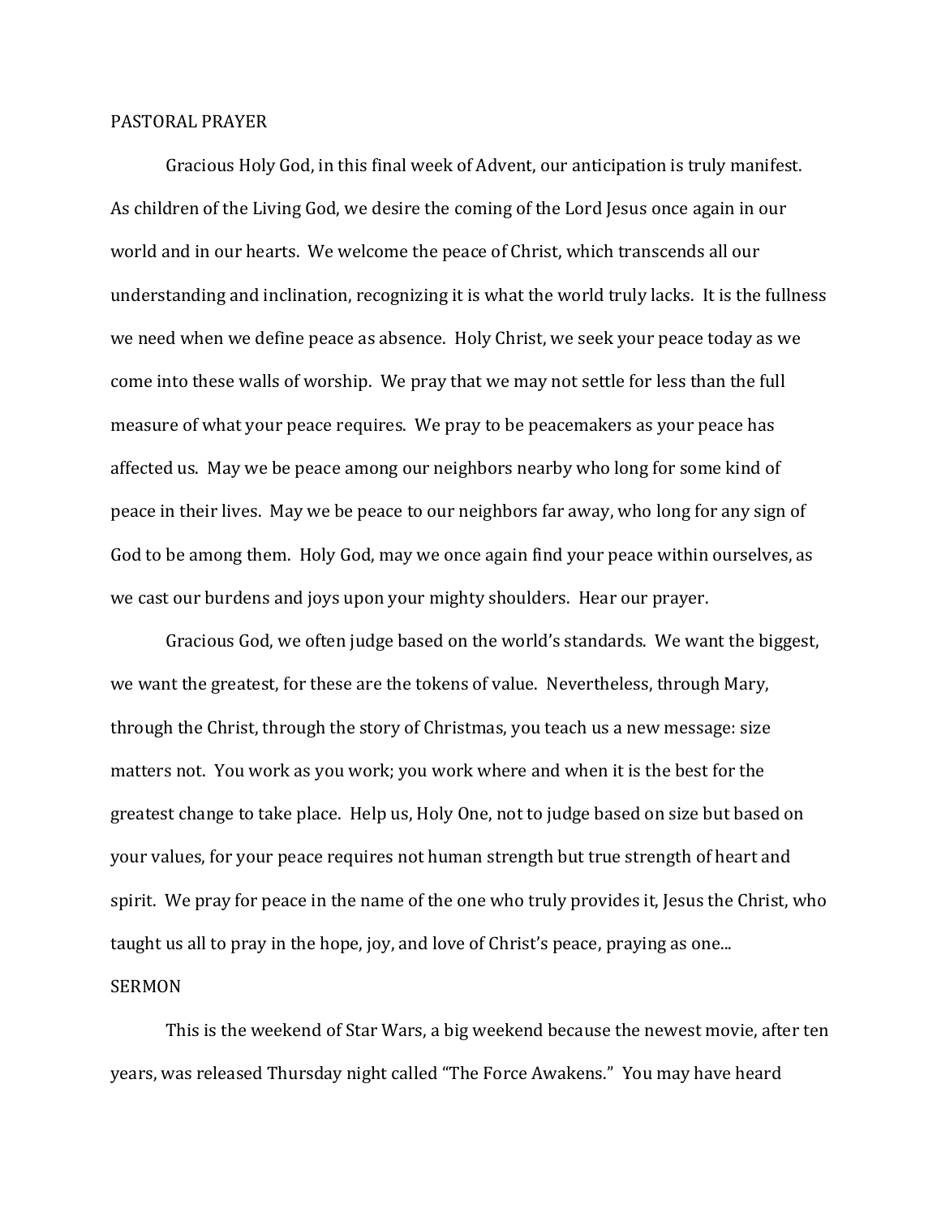## PASTORAL PRAYER

Gracious Holy God, in this final week of Advent, our anticipation is truly manifest. As children of the Living God, we desire the coming of the Lord Jesus once again in our world and in our hearts. We welcome the peace of Christ, which transcends all our understanding and inclination, recognizing it is what the world truly lacks. It is the fullness we need when we define peace as absence. Holy Christ, we seek your peace today as we come into these walls of worship. We pray that we may not settle for less than the full measure of what your peace requires. We pray to be peacemakers as your peace has affected us. May we be peace among our neighbors nearby who long for some kind of peace in their lives. May we be peace to our neighbors far away, who long for any sign of God to be among them. Holy God, may we once again find your peace within ourselves, as we cast our burdens and joys upon your mighty shoulders. Hear our prayer.

Gracious God, we often judge based on the world's standards. We want the biggest, we want the greatest, for these are the tokens of value. Nevertheless, through Mary, through the Christ, through the story of Christmas, you teach us a new message: size matters not. You work as you work; you work where and when it is the best for the greatest change to take place. Help us, Holy One, not to judge based on size but based on your values, for your peace requires not human strength but true strength of heart and spirit. We pray for peace in the name of the one who truly provides it, Jesus the Christ, who taught us all to pray in the hope, joy, and love of Christ's peace, praying as one...

## SERMON

This is the weekend of Star Wars, a big weekend because the newest movie, after ten years, was released Thursday night called "The Force Awakens." You may have heard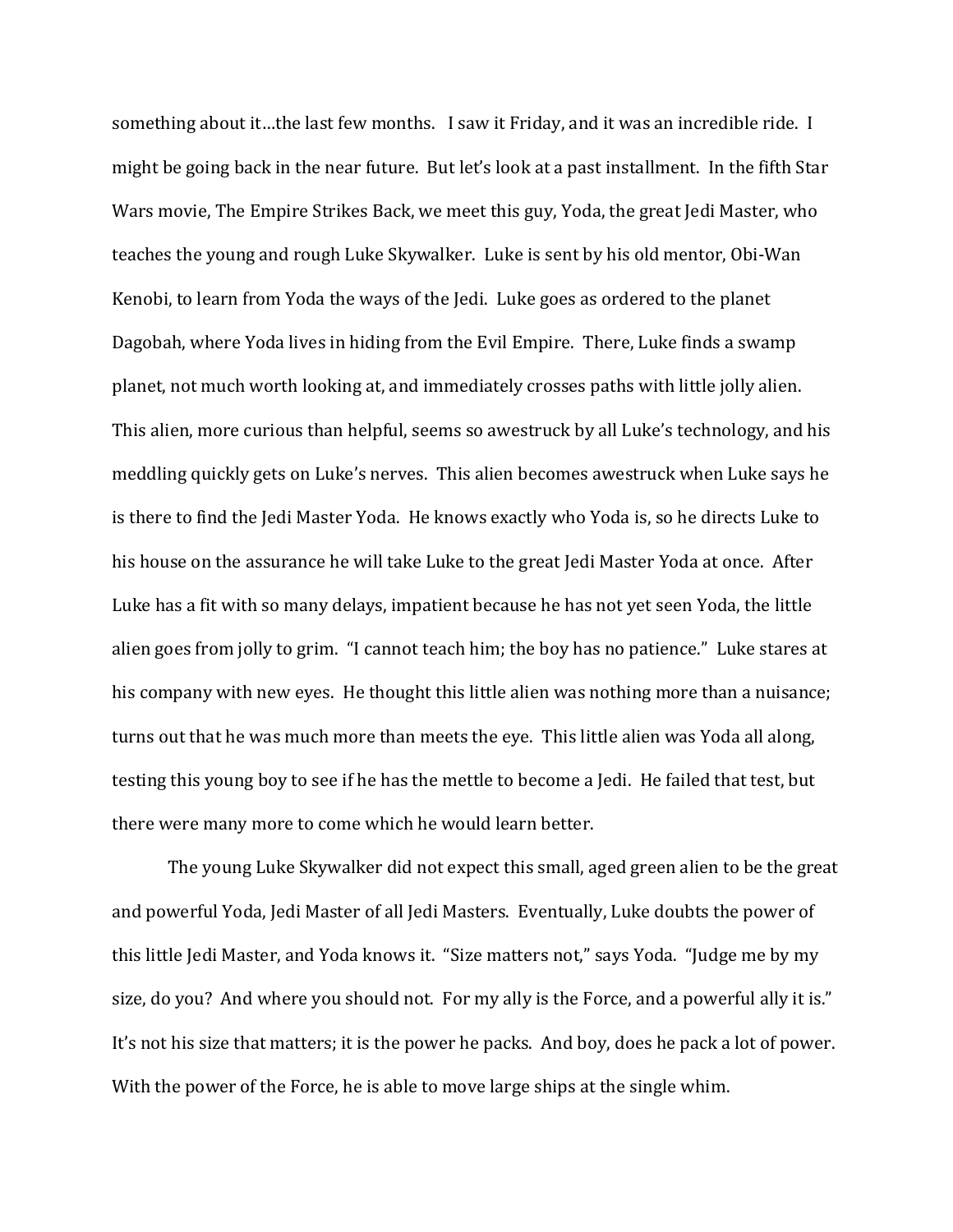something about it…the last few months. I saw it Friday, and it was an incredible ride. I might be going back in the near future. But let's look at a past installment. In the fifth Star Wars movie, The Empire Strikes Back, we meet this guy, Yoda, the great Jedi Master, who teaches the young and rough Luke Skywalker. Luke is sent by his old mentor, Obi-Wan Kenobi, to learn from Yoda the ways of the Jedi. Luke goes as ordered to the planet Dagobah, where Yoda lives in hiding from the Evil Empire. There, Luke finds a swamp planet, not much worth looking at, and immediately crosses paths with little jolly alien. This alien, more curious than helpful, seems so awestruck by all Luke's technology, and his meddling quickly gets on Luke's nerves. This alien becomes awestruck when Luke says he is there to find the Jedi Master Yoda. He knows exactly who Yoda is, so he directs Luke to his house on the assurance he will take Luke to the great Jedi Master Yoda at once. After Luke has a fit with so many delays, impatient because he has not yet seen Yoda, the little alien goes from jolly to grim. "I cannot teach him; the boy has no patience." Luke stares at his company with new eyes. He thought this little alien was nothing more than a nuisance; turns out that he was much more than meets the eye. This little alien was Yoda all along, testing this young boy to see if he has the mettle to become a Jedi. He failed that test, but there were many more to come which he would learn better.

The young Luke Skywalker did not expect this small, aged green alien to be the great and powerful Yoda, Jedi Master of all Jedi Masters. Eventually, Luke doubts the power of this little Jedi Master, and Yoda knows it. "Size matters not," says Yoda. "Judge me by my size, do you? And where you should not. For my ally is the Force, and a powerful ally it is." It's not his size that matters; it is the power he packs. And boy, does he pack a lot of power. With the power of the Force, he is able to move large ships at the single whim.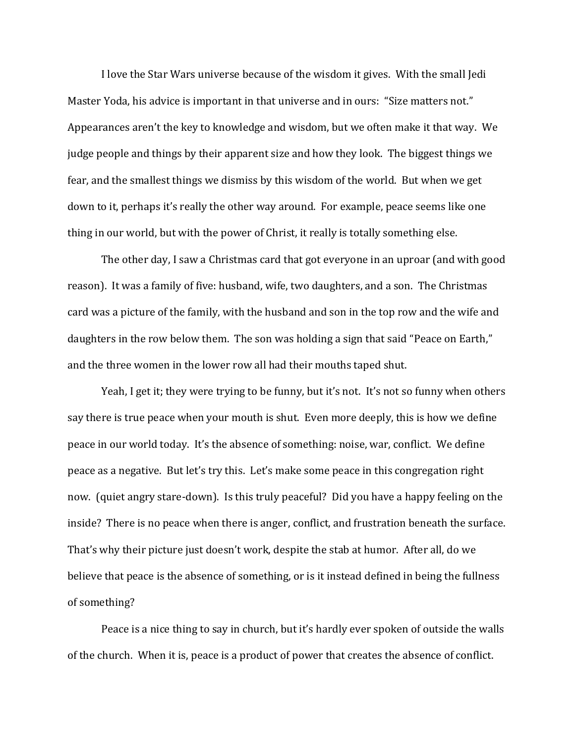I love the Star Wars universe because of the wisdom it gives. With the small Jedi Master Yoda, his advice is important in that universe and in ours: "Size matters not." Appearances aren't the key to knowledge and wisdom, but we often make it that way. We judge people and things by their apparent size and how they look. The biggest things we fear, and the smallest things we dismiss by this wisdom of the world. But when we get down to it, perhaps it's really the other way around. For example, peace seems like one thing in our world, but with the power of Christ, it really is totally something else.

The other day, I saw a Christmas card that got everyone in an uproar (and with good reason). It was a family of five: husband, wife, two daughters, and a son. The Christmas card was a picture of the family, with the husband and son in the top row and the wife and daughters in the row below them. The son was holding a sign that said "Peace on Earth," and the three women in the lower row all had their mouths taped shut.

Yeah, I get it; they were trying to be funny, but it's not. It's not so funny when others say there is true peace when your mouth is shut. Even more deeply, this is how we define peace in our world today. It's the absence of something: noise, war, conflict. We define peace as a negative. But let's try this. Let's make some peace in this congregation right now. (quiet angry stare-down). Is this truly peaceful? Did you have a happy feeling on the inside? There is no peace when there is anger, conflict, and frustration beneath the surface. That's why their picture just doesn't work, despite the stab at humor. After all, do we believe that peace is the absence of something, or is it instead defined in being the fullness of something?

Peace is a nice thing to say in church, but it's hardly ever spoken of outside the walls of the church. When it is, peace is a product of power that creates the absence of conflict.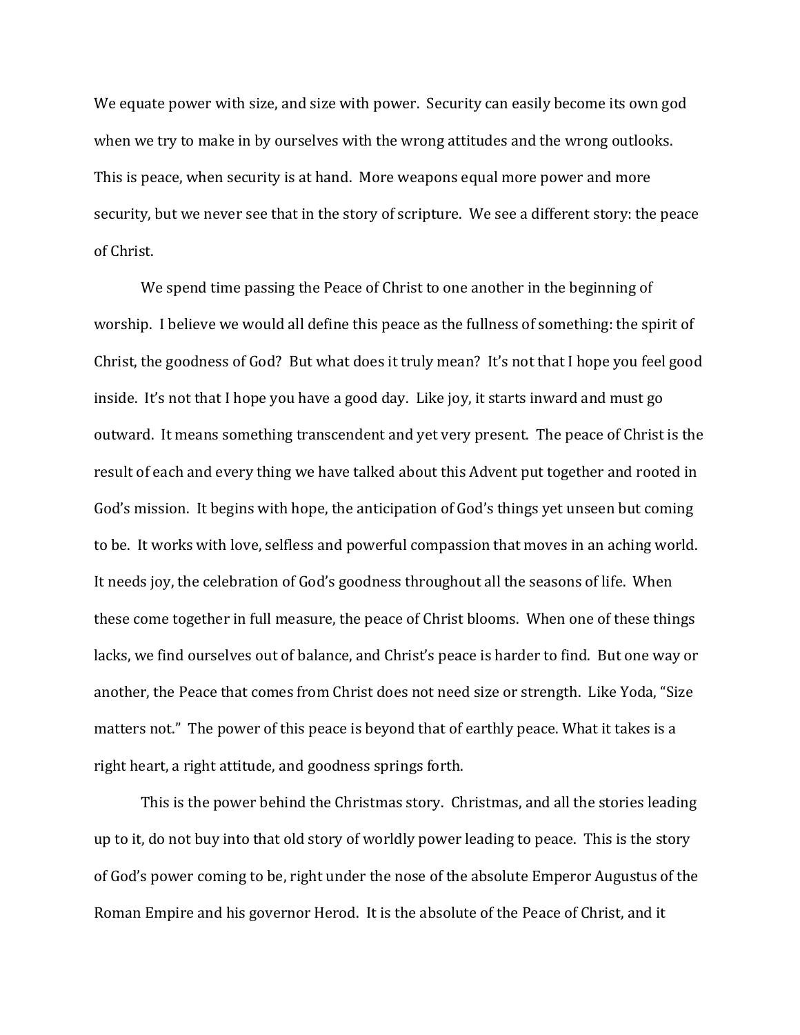We equate power with size, and size with power. Security can easily become its own god when we try to make in by ourselves with the wrong attitudes and the wrong outlooks. This is peace, when security is at hand. More weapons equal more power and more security, but we never see that in the story of scripture. We see a different story: the peace of Christ.

We spend time passing the Peace of Christ to one another in the beginning of worship. I believe we would all define this peace as the fullness of something: the spirit of Christ, the goodness of God? But what does it truly mean? It's not that I hope you feel good inside. It's not that I hope you have a good day. Like joy, it starts inward and must go outward. It means something transcendent and yet very present. The peace of Christ is the result of each and every thing we have talked about this Advent put together and rooted in God's mission. It begins with hope, the anticipation of God's things yet unseen but coming to be. It works with love, selfless and powerful compassion that moves in an aching world. It needs joy, the celebration of God's goodness throughout all the seasons of life. When these come together in full measure, the peace of Christ blooms. When one of these things lacks, we find ourselves out of balance, and Christ's peace is harder to find. But one way or another, the Peace that comes from Christ does not need size or strength. Like Yoda, "Size matters not." The power of this peace is beyond that of earthly peace. What it takes is a right heart, a right attitude, and goodness springs forth.

This is the power behind the Christmas story. Christmas, and all the stories leading up to it, do not buy into that old story of worldly power leading to peace. This is the story of God's power coming to be, right under the nose of the absolute Emperor Augustus of the Roman Empire and his governor Herod. It is the absolute of the Peace of Christ, and it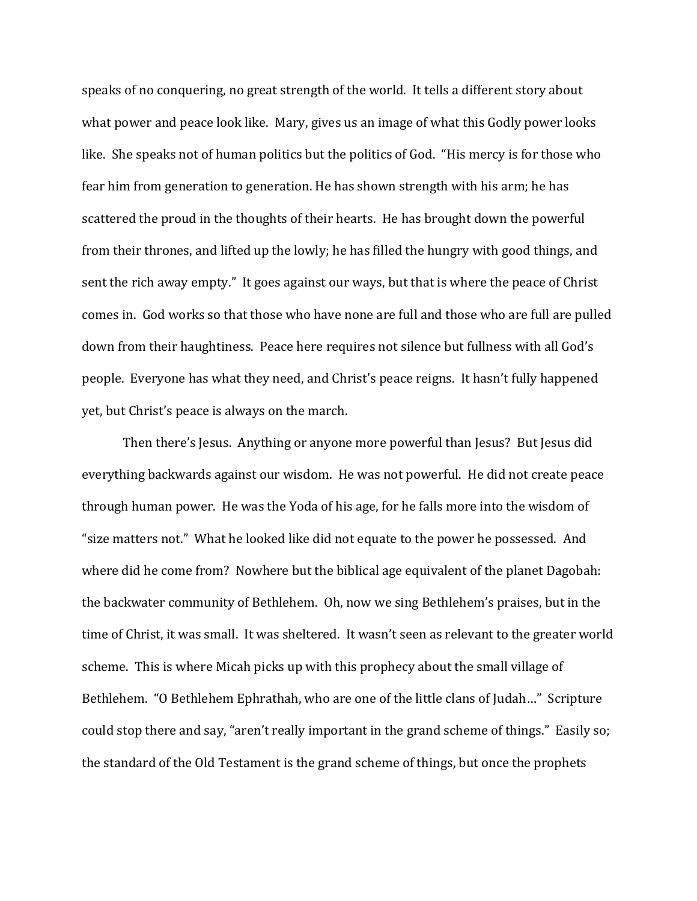speaks of no conquering, no great strength of the world. It tells a different story about what power and peace look like. Mary, gives us an image of what this Godly power looks like. She speaks not of human politics but the politics of God. "His mercy is for those who fear him from generation to generation. He has shown strength with his arm; he has scattered the proud in the thoughts of their hearts. He has brought down the powerful from their thrones, and lifted up the lowly; he has filled the hungry with good things, and sent the rich away empty." It goes against our ways, but that is where the peace of Christ comes in. God works so that those who have none are full and those who are full are pulled down from their haughtiness. Peace here requires not silence but fullness with all God's people. Everyone has what they need, and Christ's peace reigns. It hasn't fully happened yet, but Christ's peace is always on the march.

Then there's Jesus. Anything or anyone more powerful than Jesus? But Jesus did everything backwards against our wisdom. He was not powerful. He did not create peace through human power. He was the Yoda of his age, for he falls more into the wisdom of "size matters not." What he looked like did not equate to the power he possessed. And where did he come from? Nowhere but the biblical age equivalent of the planet Dagobah: the backwater community of Bethlehem. Oh, now we sing Bethlehem's praises, but in the time of Christ, it was small. It was sheltered. It wasn't seen as relevant to the greater world scheme. This is where Micah picks up with this prophecy about the small village of Bethlehem. "O Bethlehem Ephrathah, who are one of the little clans of Judah…" Scripture could stop there and say, "aren't really important in the grand scheme of things." Easily so; the standard of the Old Testament is the grand scheme of things, but once the prophets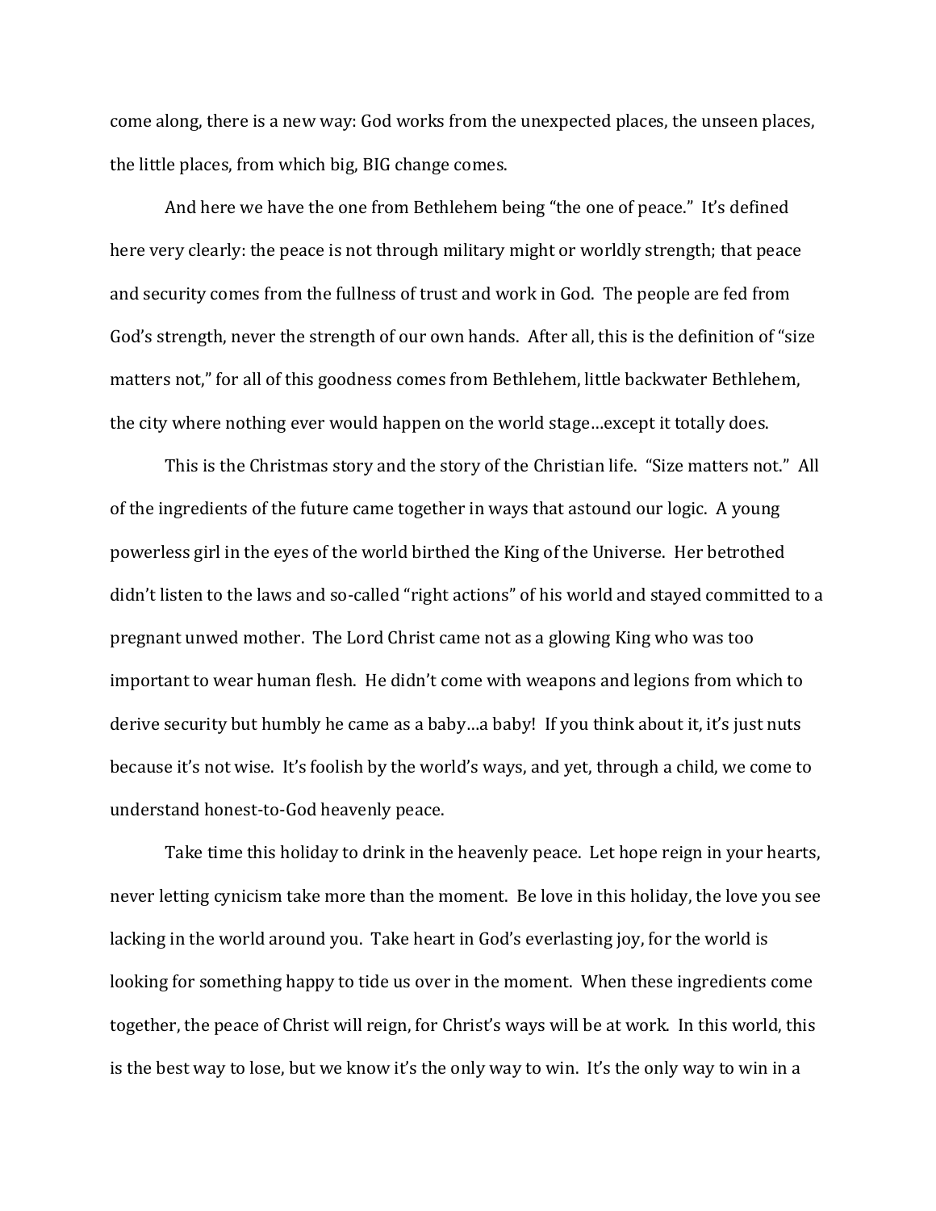come along, there is a new way: God works from the unexpected places, the unseen places, the little places, from which big, BIG change comes.

And here we have the one from Bethlehem being "the one of peace." It's defined here very clearly: the peace is not through military might or worldly strength; that peace and security comes from the fullness of trust and work in God. The people are fed from God's strength, never the strength of our own hands. After all, this is the definition of "size matters not," for all of this goodness comes from Bethlehem, little backwater Bethlehem, the city where nothing ever would happen on the world stage…except it totally does.

This is the Christmas story and the story of the Christian life. "Size matters not." All of the ingredients of the future came together in ways that astound our logic. A young powerless girl in the eyes of the world birthed the King of the Universe. Her betrothed didn't listen to the laws and so-called "right actions" of his world and stayed committed to a pregnant unwed mother. The Lord Christ came not as a glowing King who was too important to wear human flesh. He didn't come with weapons and legions from which to derive security but humbly he came as a baby…a baby! If you think about it, it's just nuts because it's not wise. It's foolish by the world's ways, and yet, through a child, we come to understand honest-to-God heavenly peace.

Take time this holiday to drink in the heavenly peace. Let hope reign in your hearts, never letting cynicism take more than the moment. Be love in this holiday, the love you see lacking in the world around you. Take heart in God's everlasting joy, for the world is looking for something happy to tide us over in the moment. When these ingredients come together, the peace of Christ will reign, for Christ's ways will be at work. In this world, this is the best way to lose, but we know it's the only way to win. It's the only way to win in a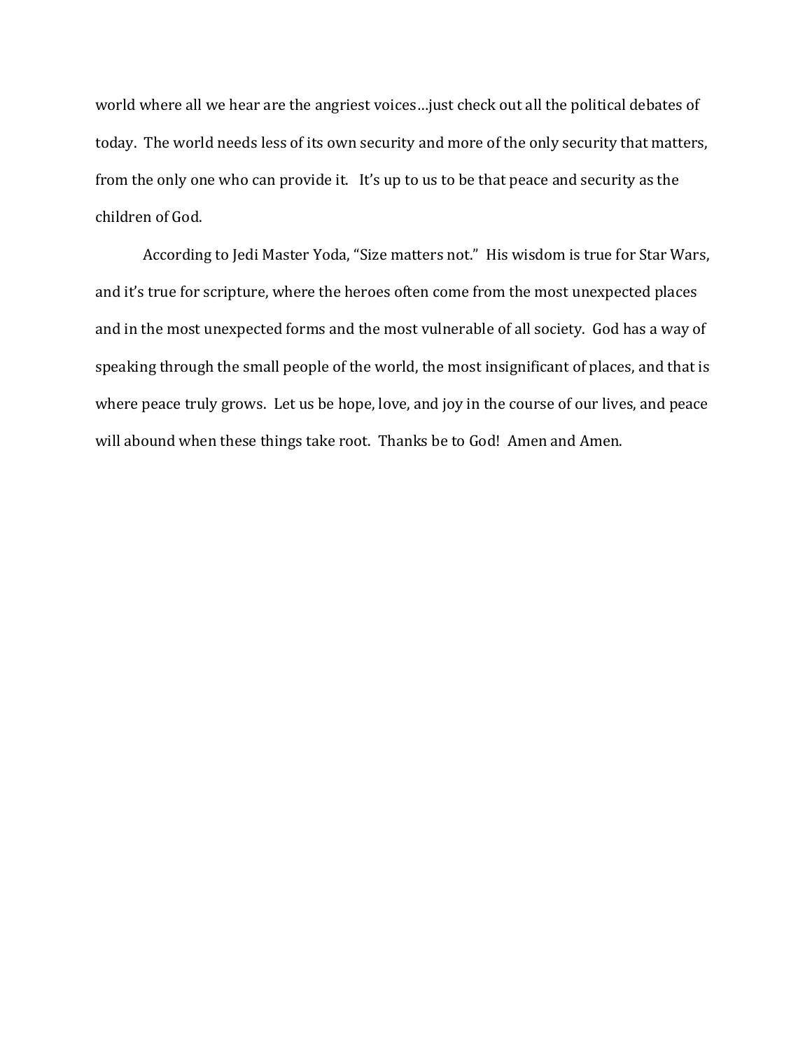world where all we hear are the angriest voices…just check out all the political debates of today. The world needs less of its own security and more of the only security that matters, from the only one who can provide it. It's up to us to be that peace and security as the children of God.

According to Jedi Master Yoda, "Size matters not." His wisdom is true for Star Wars, and it's true for scripture, where the heroes often come from the most unexpected places and in the most unexpected forms and the most vulnerable of all society. God has a way of speaking through the small people of the world, the most insignificant of places, and that is where peace truly grows. Let us be hope, love, and joy in the course of our lives, and peace will abound when these things take root. Thanks be to God! Amen and Amen.